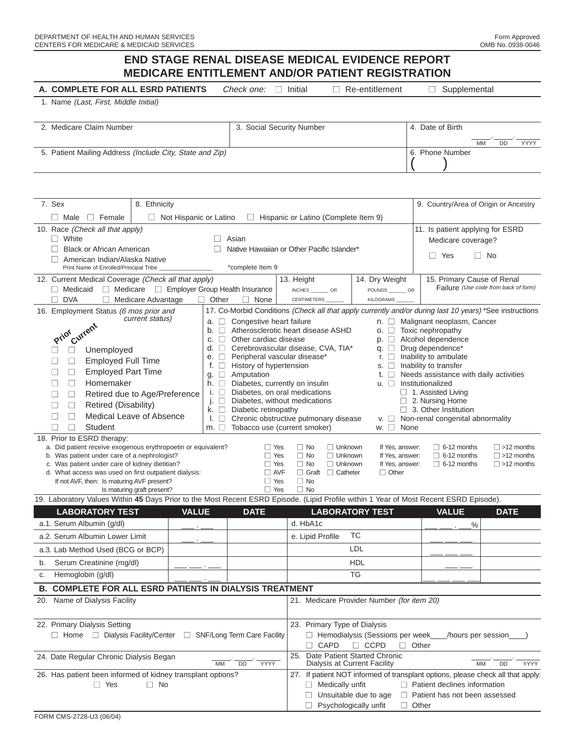DEPARTMENT OF HEALTH AND HUMAN SERVICES
CENTERS FOR MEDICARE & MEDICAID SERVICES

Form Approved
OMB No. 0938-0046

# END STAGE RENAL DISEASE MEDICAL EVIDENCE REPORT
# MEDICARE ENTITLEMENT AND/OR PATIENT REGISTRATION

## A. COMPLETE FOR ALL ESRD PATIENTS

*Check one:* ☐ Initial ☐ Re-entitlement ☐ Supplemental

1. Name *(Last, First, Middle Initial)*

2. Medicare Claim Number

3. Social Security Number

4. Date of Birth ___/___/___ (MM DD YYYY)

5. Patient Mailing Address *(Include City, State and Zip)*

6. Phone Number ( )

7. Sex
☐ Male ☐ Female

8. Ethnicity
☐ Not Hispanic or Latino ☐ Hispanic or Latino (Complete Item 9)

9. Country/Area of Origin or Ancestry

10. Race *(Check all that apply)*
☐ White
☐ Black or African American
☐ American Indian/Alaska Native
Print Name of Enrolled/Principal Tribe ______________
☐ Asian
☐ Native Hawaiian or Other Pacific Islander*
*complete Item 9

11. Is patient applying for ESRD Medicare coverage?
☐ Yes ☐ No

12. Current Medical Coverage *(Check all that apply)*
☐ Medicaid ☐ Medicare ☐ Employer Group Health Insurance
☐ DVA ☐ Medicare Advantage ☐ Other ☐ None

13. Height
INCHES ______ OR
CENTIMETERS ______

14. Dry Weight
POUNDS ______ OR
KILOGRAMS ______

15. Primary Cause of Renal Failure *(Use code from back of form)*

16. Employment Status *(6 mos prior and current status)*

| Prior | Current | |
|---|---|---|
| ☐ | ☐ | Unemployed |
| ☐ | ☐ | Employed Full Time |
| ☐ | ☐ | Employed Part Time |
| ☐ | ☐ | Homemaker |
| ☐ | ☐ | Retired due to Age/Preference |
| ☐ | ☐ | Retired (Disability) |
| ☐ | ☐ | Medical Leave of Absence |
| ☐ | ☐ | Student |

17. Co-Morbid Conditions *(Check all that apply currently and/or during last 10 years)* *See instructions

a. ☐ Congestive heart failure
b. ☐ Atherosclerotic heart disease ASHD
c. ☐ Other cardiac disease
d. ☐ Cerebrovascular disease, CVA, TIA*
e. ☐ Peripheral vascular disease*
f. ☐ History of hypertension
g. ☐ Amputation
h. ☐ Diabetes, currently on insulin
i. ☐ Diabetes, on oral medications
j. ☐ Diabetes, without medications
k. ☐ Diabetic retinopathy
l. ☐ Chronic obstructive pulmonary disease
m. ☐ Tobacco use (current smoker)
n. ☐ Malignant neoplasm, Cancer
o. ☐ Toxic nephropathy
p. ☐ Alcohol dependence
q. ☐ Drug dependence*
r. ☐ Inability to ambulate
s. ☐ Inability to transfer
t. ☐ Needs assistance with daily activities
u. ☐ Institutionalized
   ☐ 1. Assisted Living
   ☐ 2. Nursing Home
   ☐ 3. Other Institution
v. ☐ Non-renal congenital abnormality
w. ☐ None

18. Prior to ESRD therapy:

a. Did patient receive exogenous erythropoetin or equivalent? ☐ Yes ☐ No ☐ Unknown If Yes, answer: ☐ 6-12 months ☐ >12 months
b. Was patient under care of a nephrologist? ☐ Yes ☐ No ☐ Unknown If Yes, answer: ☐ 6-12 months ☐ >12 months
c. Was patient under care of kidney dietitian? ☐ Yes ☐ No ☐ Unknown If Yes, answer: ☐ 6-12 months ☐ >12 months
d. What access was used on first outpatient dialysis: ☐ AVF ☐ Graft ☐ Catheter ☐ Other
If not AVF, then: Is maturing AVF present? ☐ Yes ☐ No
Is maturing graft present? ☐ Yes ☐ No

19. Laboratory Values Within **45** Days Prior to the Most Recent ESRD Episode. (Lipid Profile within 1 Year of Most Recent ESRD Episode).

| LABORATORY TEST | VALUE | DATE | LABORATORY TEST | | VALUE | DATE |
|---|---|---|---|---|---|---|
| a.1. Serum Albumin (g/dl) | ___ . ___ | | d. HbA1c | | ___ ___ . ___% | |
| a.2. Serum Albumin Lower Limit | ___ . ___ | | e. Lipid Profile | TC | ___ ___ ___ | |
| a.3. Lab Method Used (BCG or BCP) | | | | LDL | ___ ___ ___ | |
| b. Serum Creatinine (mg/dl) | ___ ___ . ___ | | | HDL | ___ ___ | |
| c. Hemoglobin (g/dl) | ___ ___ . ___ | | | TG | ___ ___ ___ ___ | |

## B. COMPLETE FOR ALL ESRD PATIENTS IN DIALYSIS TREATMENT

20. Name of Dialysis Facility

21. Medicare Provider Number *(for item 20)*

22. Primary Dialysis Setting
☐ Home ☐ Dialysis Facility/Center ☐ SNF/Long Term Care Facility

23. Primary Type of Dialysis
☐ Hemodialysis (Sessions per week____/hours per session____)
☐ CAPD ☐ CCPD ☐ Other

24. Date Regular Chronic Dialysis Began ___/___/___ (MM DD YYYY)

25. Date Patient Started Chronic Dialysis at Current Facility ___/___/___ (MM DD YYYY)

26. Has patient been informed of kidney transplant options?
☐ Yes ☐ No

27. If patient NOT informed of transplant options, please check all that apply:
☐ Medically unfit ☐ Patient declines information
☐ Unsuitable due to age ☐ Patient has not been assessed
☐ Psychologically unfit ☐ Other

FORM CMS-2728-U3 (06/04)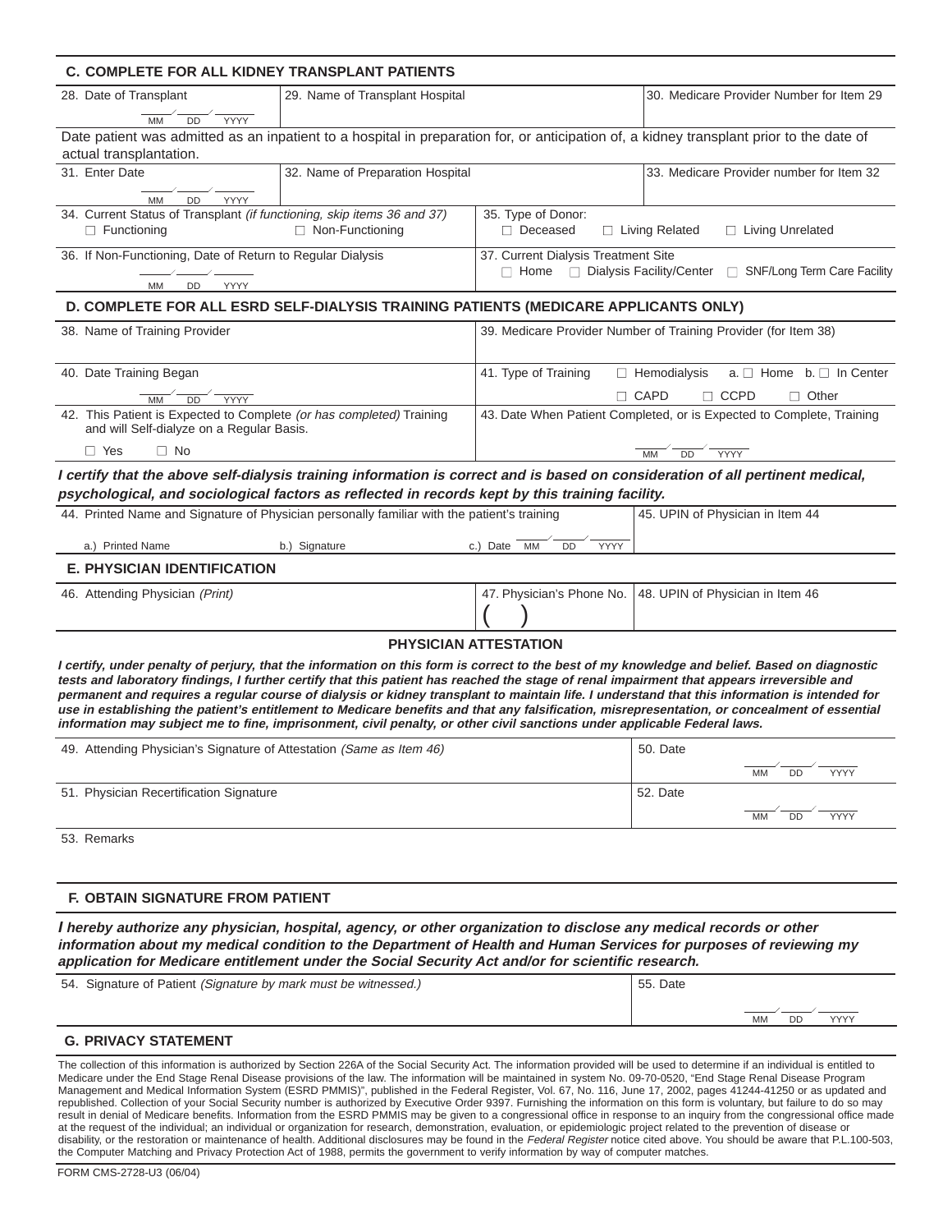## C. COMPLETE FOR ALL KIDNEY TRANSPLANT PATIENTS

| 28. Date of Transplant | 29. Name of Transplant Hospital | 30. Medicare Provider Number for Item 29 |
|---|---|---|
| \_\_/\_\_/\_\_\_\_ MM DD YYYY | | |

Date patient was admitted as an inpatient to a hospital in preparation for, or anticipation of, a kidney transplant prior to the date of actual transplantation.

| 31. Enter Date | 32. Name of Preparation Hospital | 33. Medicare Provider number for Item 32 |
|---|---|---|
| \_\_/\_\_/\_\_\_\_ MM DD YYYY | | |

| 34. Current Status of Transplant *(if functioning, skip items 36 and 37)* | 35. Type of Donor: |
|---|---|
| ☐ Functioning ☐ Non-Functioning | ☐ Deceased ☐ Living Related ☐ Living Unrelated |
| 36. If Non-Functioning, Date of Return to Regular Dialysis | 37. Current Dialysis Treatment Site |
| \_\_/\_\_/\_\_\_\_ MM DD YYYY | ☐ Home ☐ Dialysis Facility/Center ☐ SNF/Long Term Care Facility |

## D. COMPLETE FOR ALL ESRD SELF-DIALYSIS TRAINING PATIENTS (MEDICARE APPLICANTS ONLY)

| 38. Name of Training Provider | 39. Medicare Provider Number of Training Provider (for Item 38) |
|---|---|
| | |
| 40. Date Training Began | 41. Type of Training ☐ Hemodialysis a. ☐ Home b. ☐ In Center |
| \_\_/\_\_/\_\_\_\_ MM DD YYYY | ☐ CAPD ☐ CCPD ☐ Other |
| 42. This Patient is Expected to Complete *(or has completed)* Training and will Self-dialyze on a Regular Basis. | 43. Date When Patient Completed, or is Expected to Complete, Training |
| ☐ Yes ☐ No | \_\_/\_\_/\_\_\_\_ MM DD YYYY |

***I certify that the above self-dialysis training information is correct and is based on consideration of all pertinent medical, psychological, and sociological factors as reflected in records kept by this training facility.***

| 44. Printed Name and Signature of Physician personally familiar with the patient's training | | | 45. UPIN of Physician in Item 44 |
|---|---|---|---|
| a.) Printed Name | b.) Signature | c.) Date \_\_/\_\_/\_\_\_\_ MM DD YYYY | |

## E. PHYSICIAN IDENTIFICATION

| 46. Attending Physician *(Print)* | 47. Physician's Phone No. | 48. UPIN of Physician in Item 46 |
|---|---|---|
| | ( ) | |

### PHYSICIAN ATTESTATION

***I certify, under penalty of perjury, that the information on this form is correct to the best of my knowledge and belief. Based on diagnostic tests and laboratory findings, I further certify that this patient has reached the stage of renal impairment that appears irreversible and permanent and requires a regular course of dialysis or kidney transplant to maintain life. I understand that this information is intended for use in establishing the patient's entitlement to Medicare benefits and that any falsification, misrepresentation, or concealment of essential information may subject me to fine, imprisonment, civil penalty, or other civil sanctions under applicable Federal laws.***

| 49. Attending Physician's Signature of Attestation *(Same as Item 46)* | 50. Date \_\_/\_\_/\_\_\_\_ MM DD YYYY |
|---|---|
| 51. Physician Recertification Signature | 52. Date \_\_/\_\_/\_\_\_\_ MM DD YYYY |

53. Remarks

## F. OBTAIN SIGNATURE FROM PATIENT

***I hereby authorize any physician, hospital, agency, or other organization to disclose any medical records or other information about my medical condition to the Department of Health and Human Services for purposes of reviewing my application for Medicare entitlement under the Social Security Act and/or for scientific research.***

| 54. Signature of Patient *(Signature by mark must be witnessed.)* | 55. Date \_\_/\_\_/\_\_\_\_ MM DD YYYY |
|---|---|

## G. PRIVACY STATEMENT

The collection of this information is authorized by Section 226A of the Social Security Act. The information provided will be used to determine if an individual is entitled to Medicare under the End Stage Renal Disease provisions of the law. The information will be maintained in system No. 09-70-0520, "End Stage Renal Disease Program Management and Medical Information System (ESRD PMMIS)", published in the Federal Register, Vol. 67, No. 116, June 17, 2002, pages 41244-41250 or as updated and republished. Collection of your Social Security number is authorized by Executive Order 9397. Furnishing the information on this form is voluntary, but failure to do so may result in denial of Medicare benefits. Information from the ESRD PMMIS may be given to a congressional office in response to an inquiry from the congressional office made at the request of the individual; an individual or organization for research, demonstration, evaluation, or epidemiologic project related to the prevention of disease or disability, or the restoration or maintenance of health. Additional disclosures may be found in the *Federal Register* notice cited above. You should be aware that P.L.100-503, the Computer Matching and Privacy Protection Act of 1988, permits the government to verify information by way of computer matches.

FORM CMS-2728-U3 (06/04)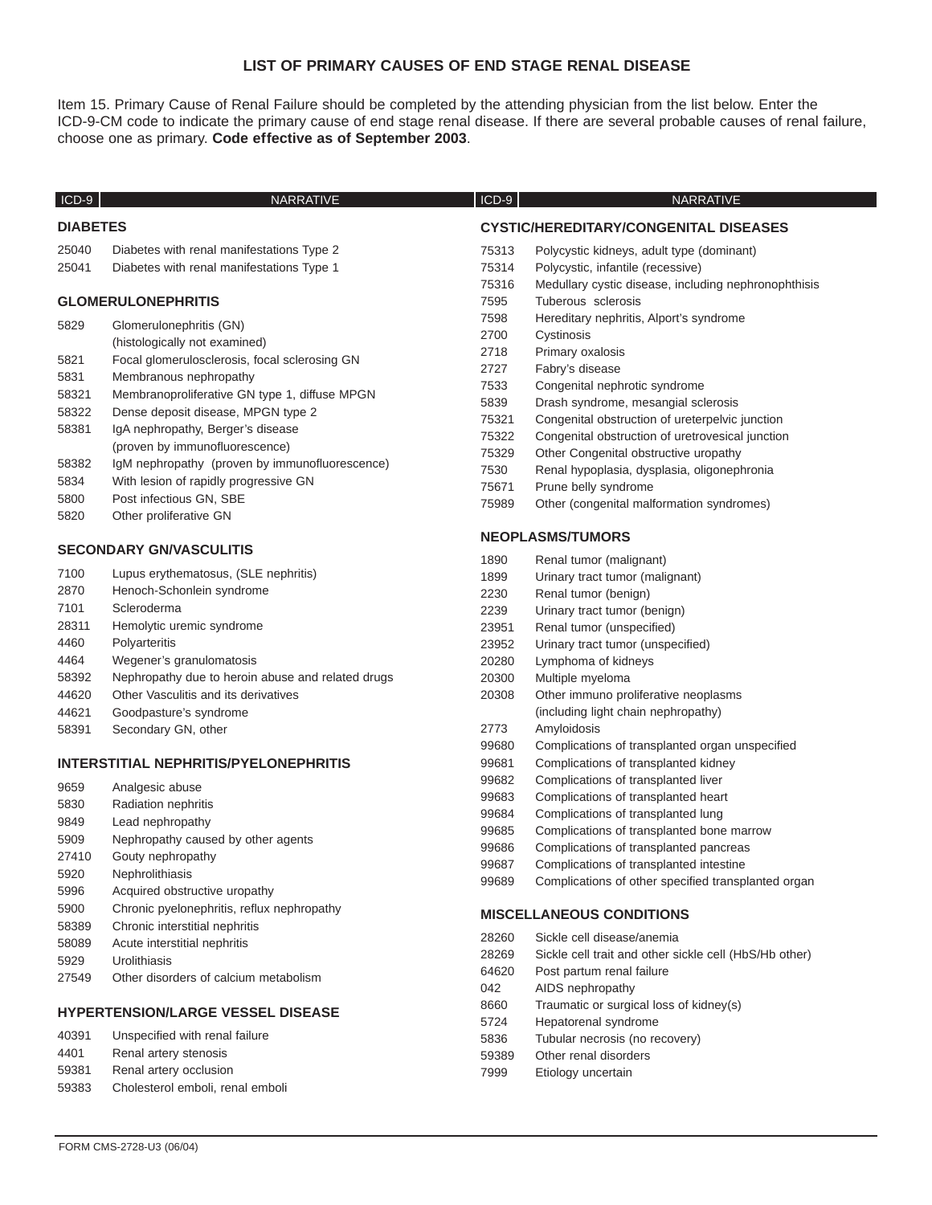# LIST OF PRIMARY CAUSES OF END STAGE RENAL DISEASE

Item 15. Primary Cause of Renal Failure should be completed by the attending physician from the list below. Enter the ICD-9-CM code to indicate the primary cause of end stage renal disease. If there are several probable causes of renal failure, choose one as primary. **Code effective as of September 2003**.

| ICD-9 | NARRATIVE |
|---|---|
| **DIABETES** | |
| 25040 | Diabetes with renal manifestations Type 2 |
| 25041 | Diabetes with renal manifestations Type 1 |
| **GLOMERULONEPHRITIS** | |
| 5829 | Glomerulonephritis (GN) (histologically not examined) |
| 5821 | Focal glomerulosclerosis, focal sclerosing GN |
| 5831 | Membranous nephropathy |
| 58321 | Membranoproliferative GN type 1, diffuse MPGN |
| 58322 | Dense deposit disease, MPGN type 2 |
| 58381 | IgA nephropathy, Berger's disease (proven by immunofluorescence) |
| 58382 | IgM nephropathy (proven by immunofluorescence) |
| 5834 | With lesion of rapidly progressive GN |
| 5800 | Post infectious GN, SBE |
| 5820 | Other proliferative GN |
| **SECONDARY GN/VASCULITIS** | |
| 7100 | Lupus erythematosus, (SLE nephritis) |
| 2870 | Henoch-Schonlein syndrome |
| 7101 | Scleroderma |
| 28311 | Hemolytic uremic syndrome |
| 4460 | Polyarteritis |
| 4464 | Wegener's granulomatosis |
| 58392 | Nephropathy due to heroin abuse and related drugs |
| 44620 | Other Vasculitis and its derivatives |
| 44621 | Goodpasture's syndrome |
| 58391 | Secondary GN, other |
| **INTERSTITIAL NEPHRITIS/PYELONEPHRITIS** | |
| 9659 | Analgesic abuse |
| 5830 | Radiation nephritis |
| 9849 | Lead nephropathy |
| 5909 | Nephropathy caused by other agents |
| 27410 | Gouty nephropathy |
| 5920 | Nephrolithiasis |
| 5996 | Acquired obstructive uropathy |
| 5900 | Chronic pyelonephritis, reflux nephropathy |
| 58389 | Chronic interstitial nephritis |
| 58089 | Acute interstitial nephritis |
| 5929 | Urolithiasis |
| 27549 | Other disorders of calcium metabolism |
| **HYPERTENSION/LARGE VESSEL DISEASE** | |
| 40391 | Unspecified with renal failure |
| 4401 | Renal artery stenosis |
| 59381 | Renal artery occlusion |
| 59383 | Cholesterol emboli, renal emboli |
| **CYSTIC/HEREDITARY/CONGENITAL DISEASES** | |
| 75313 | Polycystic kidneys, adult type (dominant) |
| 75314 | Polycystic, infantile (recessive) |
| 75316 | Medullary cystic disease, including nephronophthisis |
| 7595 | Tuberous sclerosis |
| 7598 | Hereditary nephritis, Alport's syndrome |
| 2700 | Cystinosis |
| 2718 | Primary oxalosis |
| 2727 | Fabry's disease |
| 7533 | Congenital nephrotic syndrome |
| 5839 | Drash syndrome, mesangial sclerosis |
| 75321 | Congenital obstruction of ureterpelvic junction |
| 75322 | Congenital obstruction of uretrovesical junction |
| 75329 | Other Congenital obstructive uropathy |
| 7530 | Renal hypoplasia, dysplasia, oligonephronia |
| 75671 | Prune belly syndrome |
| 75989 | Other (congenital malformation syndromes) |
| **NEOPLASMS/TUMORS** | |
| 1890 | Renal tumor (malignant) |
| 1899 | Urinary tract tumor (malignant) |
| 2230 | Renal tumor (benign) |
| 2239 | Urinary tract tumor (benign) |
| 23951 | Renal tumor (unspecified) |
| 23952 | Urinary tract tumor (unspecified) |
| 20280 | Lymphoma of kidneys |
| 20300 | Multiple myeloma |
| 20308 | Other immuno proliferative neoplasms (including light chain nephropathy) |
| 2773 | Amyloidosis |
| 99680 | Complications of transplanted organ unspecified |
| 99681 | Complications of transplanted kidney |
| 99682 | Complications of transplanted liver |
| 99683 | Complications of transplanted heart |
| 99684 | Complications of transplanted lung |
| 99685 | Complications of transplanted bone marrow |
| 99686 | Complications of transplanted pancreas |
| 99687 | Complications of transplanted intestine |
| 99689 | Complications of other specified transplanted organ |
| **MISCELLANEOUS CONDITIONS** | |
| 28260 | Sickle cell disease/anemia |
| 28269 | Sickle cell trait and other sickle cell (HbS/Hb other) |
| 64620 | Post partum renal failure |
| 042 | AIDS nephropathy |
| 8660 | Traumatic or surgical loss of kidney(s) |
| 5724 | Hepatorenal syndrome |
| 5836 | Tubular necrosis (no recovery) |
| 59389 | Other renal disorders |
| 7999 | Etiology uncertain |

FORM CMS-2728-U3 (06/04)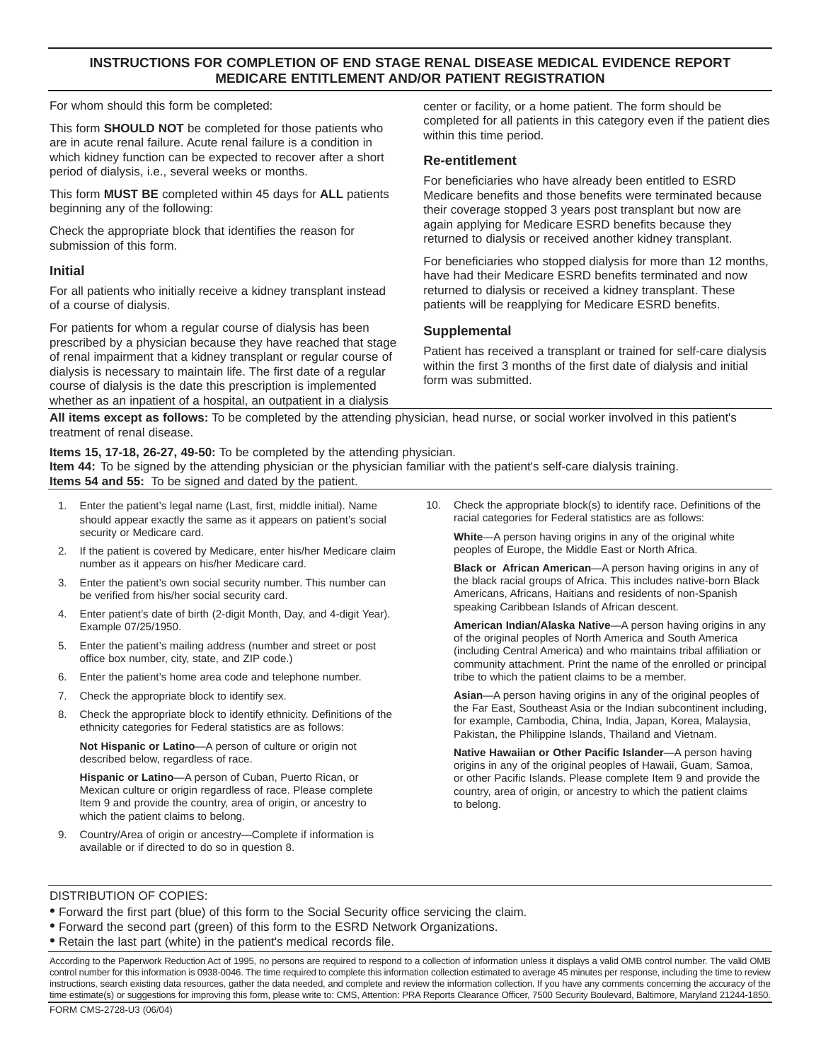# INSTRUCTIONS FOR COMPLETION OF END STAGE RENAL DISEASE MEDICAL EVIDENCE REPORT MEDICARE ENTITLEMENT AND/OR PATIENT REGISTRATION

For whom should this form be completed:

This form **SHOULD NOT** be completed for those patients who are in acute renal failure. Acute renal failure is a condition in which kidney function can be expected to recover after a short period of dialysis, i.e., several weeks or months.

This form **MUST BE** completed within 45 days for **ALL** patients beginning any of the following:

Check the appropriate block that identifies the reason for submission of this form.

### Initial

For all patients who initially receive a kidney transplant instead of a course of dialysis.

For patients for whom a regular course of dialysis has been prescribed by a physician because they have reached that stage of renal impairment that a kidney transplant or regular course of dialysis is necessary to maintain life. The first date of a regular course of dialysis is the date this prescription is implemented whether as an inpatient of a hospital, an outpatient in a dialysis center or facility, or a home patient. The form should be completed for all patients in this category even if the patient dies within this time period.

### Re-entitlement

For beneficiaries who have already been entitled to ESRD Medicare benefits and those benefits were terminated because their coverage stopped 3 years post transplant but now are again applying for Medicare ESRD benefits because they returned to dialysis or received another kidney transplant.

For beneficiaries who stopped dialysis for more than 12 months, have had their Medicare ESRD benefits terminated and now returned to dialysis or received a kidney transplant. These patients will be reapplying for Medicare ESRD benefits.

### Supplemental

Patient has received a transplant or trained for self-care dialysis within the first 3 months of the first date of dialysis and initial form was submitted.

**All items except as follows:** To be completed by the attending physician, head nurse, or social worker involved in this patient's treatment of renal disease.

**Items 15, 17-18, 26-27, 49-50:** To be completed by the attending physician.
**Item 44:** To be signed by the attending physician or the physician familiar with the patient's self-care dialysis training.
**Items 54 and 55:** To be signed and dated by the patient.

1. Enter the patient's legal name (Last, first, middle initial). Name should appear exactly the same as it appears on patient's social security or Medicare card.
2. If the patient is covered by Medicare, enter his/her Medicare claim number as it appears on his/her Medicare card.
3. Enter the patient's own social security number. This number can be verified from his/her social security card.
4. Enter patient's date of birth (2-digit Month, Day, and 4-digit Year). Example 07/25/1950.
5. Enter the patient's mailing address (number and street or post office box number, city, state, and ZIP code.)
6. Enter the patient's home area code and telephone number.
7. Check the appropriate block to identify sex.
8. Check the appropriate block to identify ethnicity. Definitions of the ethnicity categories for Federal statistics are as follows:

   **Not Hispanic or Latino**—A person of culture or origin not described below, regardless of race.

   **Hispanic or Latino**—A person of Cuban, Puerto Rican, or Mexican culture or origin regardless of race. Please complete Item 9 and provide the country, area of origin, or ancestry to which the patient claims to belong.
9. Country/Area of origin or ancestry—Complete if information is available or if directed to do so in question 8.
10. Check the appropriate block(s) to identify race. Definitions of the racial categories for Federal statistics are as follows:

    **White**—A person having origins in any of the original white peoples of Europe, the Middle East or North Africa.

    **Black or African American**—A person having origins in any of the black racial groups of Africa. This includes native-born Black Americans, Africans, Haitians and residents of non-Spanish speaking Caribbean Islands of African descent.

    **American Indian/Alaska Native**—A person having origins in any of the original peoples of North America and South America (including Central America) and who maintains tribal affiliation or community attachment. Print the name of the enrolled or principal tribe to which the patient claims to be a member.

    **Asian**—A person having origins in any of the original peoples of the Far East, Southeast Asia or the Indian subcontinent including, for example, Cambodia, China, India, Japan, Korea, Malaysia, Pakistan, the Philippine Islands, Thailand and Vietnam.

    **Native Hawaiian or Other Pacific Islander**—A person having origins in any of the original peoples of Hawaii, Guam, Samoa, or other Pacific Islands. Please complete Item 9 and provide the country, area of origin, or ancestry to which the patient claims to belong.

DISTRIBUTION OF COPIES:

- Forward the first part (blue) of this form to the Social Security office servicing the claim.
- Forward the second part (green) of this form to the ESRD Network Organizations.
- Retain the last part (white) in the patient's medical records file.

According to the Paperwork Reduction Act of 1995, no persons are required to respond to a collection of information unless it displays a valid OMB control number. The valid OMB control number for this information is 0938-0046. The time required to complete this information collection estimated to average 45 minutes per response, including the time to review instructions, search existing data resources, gather the data needed, and complete and review the information collection. If you have any comments concerning the accuracy of the time estimate(s) or suggestions for improving this form, please write to: CMS, Attention: PRA Reports Clearance Officer, 7500 Security Boulevard, Baltimore, Maryland 21244-1850.

FORM CMS-2728-U3 (06/04)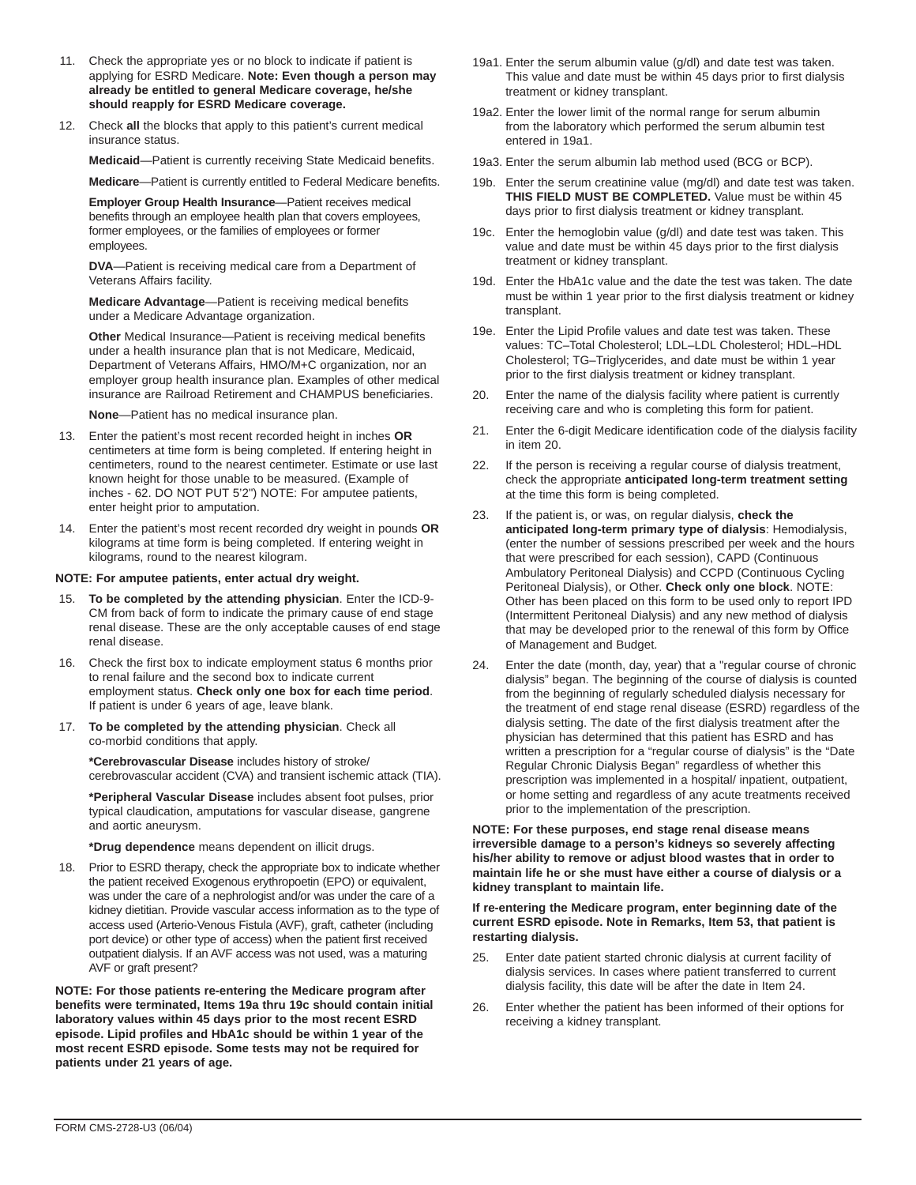11. Check the appropriate yes or no block to indicate if patient is applying for ESRD Medicare. **Note: Even though a person may already be entitled to general Medicare coverage, he/she should reapply for ESRD Medicare coverage.**

12. Check **all** the blocks that apply to this patient's current medical insurance status.

    **Medicaid**—Patient is currently receiving State Medicaid benefits.

    **Medicare**—Patient is currently entitled to Federal Medicare benefits.

    **Employer Group Health Insurance**—Patient receives medical benefits through an employee health plan that covers employees, former employees, or the families of employees or former employees.

    **DVA**—Patient is receiving medical care from a Department of Veterans Affairs facility.

    **Medicare Advantage**—Patient is receiving medical benefits under a Medicare Advantage organization.

    **Other** Medical Insurance—Patient is receiving medical benefits under a health insurance plan that is not Medicare, Medicaid, Department of Veterans Affairs, HMO/M+C organization, nor an employer group health insurance plan. Examples of other medical insurance are Railroad Retirement and CHAMPUS beneficiaries.

    **None**—Patient has no medical insurance plan.

13. Enter the patient's most recent recorded height in inches **OR** centimeters at time form is being completed. If entering height in centimeters, round to the nearest centimeter. Estimate or use last known height for those unable to be measured. (Example of inches - 62. DO NOT PUT 5'2") NOTE: For amputee patients, enter height prior to amputation.

14. Enter the patient's most recent recorded dry weight in pounds **OR** kilograms at time form is being completed. If entering weight in kilograms, round to the nearest kilogram.

**NOTE: For amputee patients, enter actual dry weight.**

15. **To be completed by the attending physician**. Enter the ICD-9-CM from back of form to indicate the primary cause of end stage renal disease. These are the only acceptable causes of end stage renal disease.

16. Check the first box to indicate employment status 6 months prior to renal failure and the second box to indicate current employment status. **Check only one box for each time period**. If patient is under 6 years of age, leave blank.

17. **To be completed by the attending physician**. Check all co-morbid conditions that apply.

    ***Cerebrovascular Disease** includes history of stroke/ cerebrovascular accident (CVA) and transient ischemic attack (TIA).

    ***Peripheral Vascular Disease** includes absent foot pulses, prior typical claudication, amputations for vascular disease, gangrene and aortic aneurysm.

    ***Drug dependence** means dependent on illicit drugs.

18. Prior to ESRD therapy, check the appropriate box to indicate whether the patient received Exogenous erythropoetin (EPO) or equivalent, was under the care of a nephrologist and/or was under the care of a kidney dietitian. Provide vascular access information as to the type of access used (Arterio-Venous Fistula (AVF), graft, catheter (including port device) or other type of access) when the patient first received outpatient dialysis. If an AVF access was not used, was a maturing AVF or graft present?

**NOTE: For those patients re-entering the Medicare program after benefits were terminated, Items 19a thru 19c should contain initial laboratory values within 45 days prior to the most recent ESRD episode. Lipid profiles and HbA1c should be within 1 year of the most recent ESRD episode. Some tests may not be required for patients under 21 years of age.**

19a1. Enter the serum albumin value (g/dl) and date test was taken. This value and date must be within 45 days prior to first dialysis treatment or kidney transplant.

19a2. Enter the lower limit of the normal range for serum albumin from the laboratory which performed the serum albumin test entered in 19a1.

19a3. Enter the serum albumin lab method used (BCG or BCP).

19b. Enter the serum creatinine value (mg/dl) and date test was taken. **THIS FIELD MUST BE COMPLETED.** Value must be within 45 days prior to first dialysis treatment or kidney transplant.

19c. Enter the hemoglobin value (g/dl) and date test was taken. This value and date must be within 45 days prior to the first dialysis treatment or kidney transplant.

19d. Enter the HbA1c value and the date the test was taken. The date must be within 1 year prior to the first dialysis treatment or kidney transplant.

19e. Enter the Lipid Profile values and date test was taken. These values: TC–Total Cholesterol; LDL–LDL Cholesterol; HDL–HDL Cholesterol; TG–Triglycerides, and date must be within 1 year prior to the first dialysis treatment or kidney transplant.

20. Enter the name of the dialysis facility where patient is currently receiving care and who is completing this form for patient.

21. Enter the 6-digit Medicare identification code of the dialysis facility in item 20.

22. If the person is receiving a regular course of dialysis treatment, check the appropriate **anticipated long-term treatment setting** at the time this form is being completed.

23. If the patient is, or was, on regular dialysis, **check the anticipated long-term primary type of dialysis**: Hemodialysis, (enter the number of sessions prescribed per week and the hours that were prescribed for each session), CAPD (Continuous Ambulatory Peritoneal Dialysis) and CCPD (Continuous Cycling Peritoneal Dialysis), or Other. **Check only one block**. NOTE: Other has been placed on this form to be used only to report IPD (Intermittent Peritoneal Dialysis) and any new method of dialysis that may be developed prior to the renewal of this form by Office of Management and Budget.

24. Enter the date (month, day, year) that a "regular course of chronic dialysis" began. The beginning of the course of dialysis is counted from the beginning of regularly scheduled dialysis necessary for the treatment of end stage renal disease (ESRD) regardless of the dialysis setting. The date of the first dialysis treatment after the physician has determined that this patient has ESRD and has written a prescription for a "regular course of dialysis" is the "Date Regular Chronic Dialysis Began" regardless of whether this prescription was implemented in a hospital/ inpatient, outpatient, or home setting and regardless of any acute treatments received prior to the implementation of the prescription.

**NOTE: For these purposes, end stage renal disease means irreversible damage to a person's kidneys so severely affecting his/her ability to remove or adjust blood wastes that in order to maintain life he or she must have either a course of dialysis or a kidney transplant to maintain life.**

**If re-entering the Medicare program, enter beginning date of the current ESRD episode. Note in Remarks, Item 53, that patient is restarting dialysis.**

25. Enter date patient started chronic dialysis at current facility of dialysis services. In cases where patient transferred to current dialysis facility, this date will be after the date in Item 24.

26. Enter whether the patient has been informed of their options for receiving a kidney transplant.

FORM CMS-2728-U3 (06/04)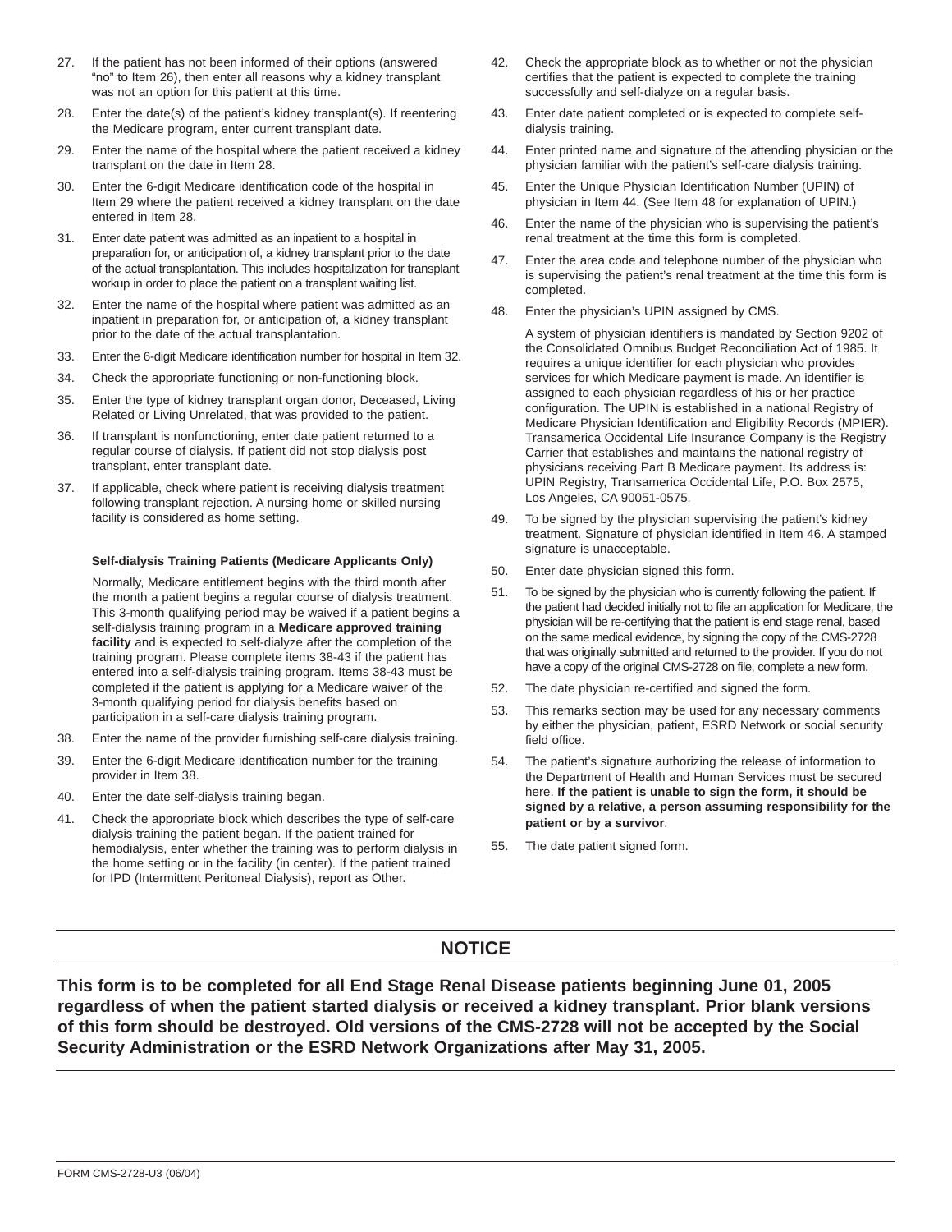27. If the patient has not been informed of their options (answered "no" to Item 26), then enter all reasons why a kidney transplant was not an option for this patient at this time.

28. Enter the date(s) of the patient's kidney transplant(s). If reentering the Medicare program, enter current transplant date.

29. Enter the name of the hospital where the patient received a kidney transplant on the date in Item 28.

30. Enter the 6-digit Medicare identification code of the hospital in Item 29 where the patient received a kidney transplant on the date entered in Item 28.

31. Enter date patient was admitted as an inpatient to a hospital in preparation for, or anticipation of, a kidney transplant prior to the date of the actual transplantation. This includes hospitalization for transplant workup in order to place the patient on a transplant waiting list.

32. Enter the name of the hospital where patient was admitted as an inpatient in preparation for, or anticipation of, a kidney transplant prior to the date of the actual transplantation.

33. Enter the 6-digit Medicare identification number for hospital in Item 32.

34. Check the appropriate functioning or non-functioning block.

35. Enter the type of kidney transplant organ donor, Deceased, Living Related or Living Unrelated, that was provided to the patient.

36. If transplant is nonfunctioning, enter date patient returned to a regular course of dialysis. If patient did not stop dialysis post transplant, enter transplant date.

37. If applicable, check where patient is receiving dialysis treatment following transplant rejection. A nursing home or skilled nursing facility is considered as home setting.

**Self-dialysis Training Patients (Medicare Applicants Only)**

Normally, Medicare entitlement begins with the third month after the month a patient begins a regular course of dialysis treatment. This 3-month qualifying period may be waived if a patient begins a self-dialysis training program in a **Medicare approved training facility** and is expected to self-dialyze after the completion of the training program. Please complete items 38-43 if the patient has entered into a self-dialysis training program. Items 38-43 must be completed if the patient is applying for a Medicare waiver of the 3-month qualifying period for dialysis benefits based on participation in a self-care dialysis training program.

38. Enter the name of the provider furnishing self-care dialysis training.

39. Enter the 6-digit Medicare identification number for the training provider in Item 38.

40. Enter the date self-dialysis training began.

41. Check the appropriate block which describes the type of self-care dialysis training the patient began. If the patient trained for hemodialysis, enter whether the training was to perform dialysis in the home setting or in the facility (in center). If the patient trained for IPD (Intermittent Peritoneal Dialysis), report as Other.

42. Check the appropriate block as to whether or not the physician certifies that the patient is expected to complete the training successfully and self-dialyze on a regular basis.

43. Enter date patient completed or is expected to complete self-dialysis training.

44. Enter printed name and signature of the attending physician or the physician familiar with the patient's self-care dialysis training.

45. Enter the Unique Physician Identification Number (UPIN) of physician in Item 44. (See Item 48 for explanation of UPIN.)

46. Enter the name of the physician who is supervising the patient's renal treatment at the time this form is completed.

47. Enter the area code and telephone number of the physician who is supervising the patient's renal treatment at the time this form is completed.

48. Enter the physician's UPIN assigned by CMS.

    A system of physician identifiers is mandated by Section 9202 of the Consolidated Omnibus Budget Reconciliation Act of 1985. It requires a unique identifier for each physician who provides services for which Medicare payment is made. An identifier is assigned to each physician regardless of his or her practice configuration. The UPIN is established in a national Registry of Medicare Physician Identification and Eligibility Records (MPIER). Transamerica Occidental Life Insurance Company is the Registry Carrier that establishes and maintains the national registry of physicians receiving Part B Medicare payment. Its address is: UPIN Registry, Transamerica Occidental Life, P.O. Box 2575, Los Angeles, CA 90051-0575.

49. To be signed by the physician supervising the patient's kidney treatment. Signature of physician identified in Item 46. A stamped signature is unacceptable.

50. Enter date physician signed this form.

51. To be signed by the physician who is currently following the patient. If the patient had decided initially not to file an application for Medicare, the physician will be re-certifying that the patient is end stage renal, based on the same medical evidence, by signing the copy of the CMS-2728 that was originally submitted and returned to the provider. If you do not have a copy of the original CMS-2728 on file, complete a new form.

52. The date physician re-certified and signed the form.

53. This remarks section may be used for any necessary comments by either the physician, patient, ESRD Network or social security field office.

54. The patient's signature authorizing the release of information to the Department of Health and Human Services must be secured here. **If the patient is unable to sign the form, it should be signed by a relative, a person assuming responsibility for the patient or by a survivor**.

55. The date patient signed form.

## NOTICE

**This form is to be completed for all End Stage Renal Disease patients beginning June 01, 2005 regardless of when the patient started dialysis or received a kidney transplant. Prior blank versions of this form should be destroyed. Old versions of the CMS-2728 will not be accepted by the Social Security Administration or the ESRD Network Organizations after May 31, 2005.**

FORM CMS-2728-U3 (06/04)